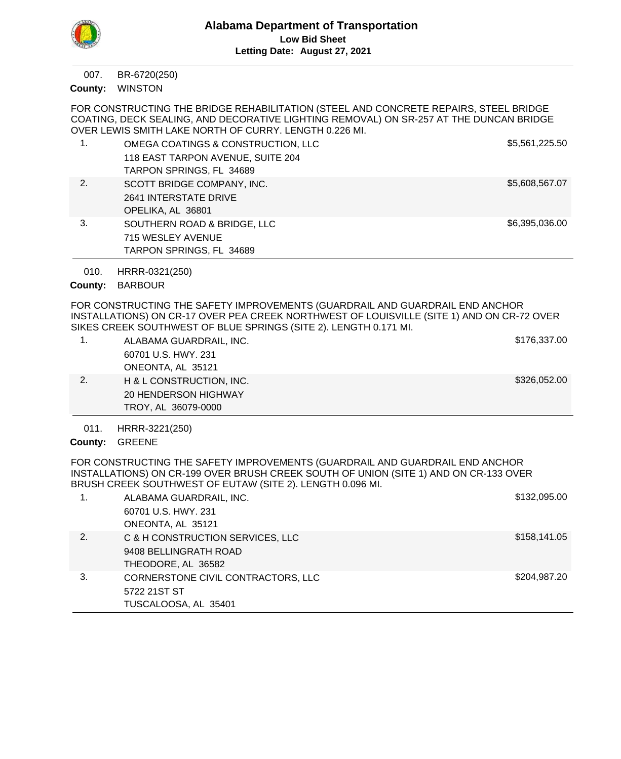# Alabama Department of Transportation

**Low Bid Sheet**

**Letting Date: August 27, 2021**

---

007. BR-6720(250)

**County:** WINSTON

FOR CONSTRUCTING THE BRIDGE REHABILITATION (STEEL AND CONCRETE REPAIRS, STEEL BRIDGE COATING, DECK SEALING, AND DECORATIVE LIGHTING REMOVAL) ON SR-257 AT THE DUNCAN BRIDGE OVER LEWIS SMITH LAKE NORTH OF CURRY. LENGTH 0.226 MI.

| # | Bidder | Bid Amount |
|---|---|---|
| 1. | OMEGA COATINGS & CONSTRUCTION, LLC<br>118 EAST TARPON AVENUE, SUITE 204<br>TARPON SPRINGS, FL 34689 | $5,561,225.50 |
| 2. | SCOTT BRIDGE COMPANY, INC.<br>2641 INTERSTATE DRIVE<br>OPELIKA, AL 36801 | $5,608,567.07 |
| 3. | SOUTHERN ROAD & BRIDGE, LLC<br>715 WESLEY AVENUE<br>TARPON SPRINGS, FL 34689 | $6,395,036.00 |

---

010. HRRR-0321(250)

**County:** BARBOUR

FOR CONSTRUCTING THE SAFETY IMPROVEMENTS (GUARDRAIL AND GUARDRAIL END ANCHOR INSTALLATIONS) ON CR-17 OVER PEA CREEK NORTHWEST OF LOUISVILLE (SITE 1) AND ON CR-72 OVER SIKES CREEK SOUTHWEST OF BLUE SPRINGS (SITE 2). LENGTH 0.171 MI.

| # | Bidder | Bid Amount |
|---|---|---|
| 1. | ALABAMA GUARDRAIL, INC.<br>60701 U.S. HWY. 231<br>ONEONTA, AL 35121 | $176,337.00 |
| 2. | H & L CONSTRUCTION, INC.<br>20 HENDERSON HIGHWAY<br>TROY, AL 36079-0000 | $326,052.00 |

---

011. HRRR-3221(250)

**County:** GREENE

FOR CONSTRUCTING THE SAFETY IMPROVEMENTS (GUARDRAIL AND GUARDRAIL END ANCHOR INSTALLATIONS) ON CR-199 OVER BRUSH CREEK SOUTH OF UNION (SITE 1) AND ON CR-133 OVER BRUSH CREEK SOUTHWEST OF EUTAW (SITE 2). LENGTH 0.096 MI.

| # | Bidder | Bid Amount |
|---|---|---|
| 1. | ALABAMA GUARDRAIL, INC.<br>60701 U.S. HWY. 231<br>ONEONTA, AL 35121 | $132,095.00 |
| 2. | C & H CONSTRUCTION SERVICES, LLC<br>9408 BELLINGRATH ROAD<br>THEODORE, AL 36582 | $158,141.05 |
| 3. | CORNERSTONE CIVIL CONTRACTORS, LLC<br>5722 21ST ST<br>TUSCALOOSA, AL 35401 | $204,987.20 |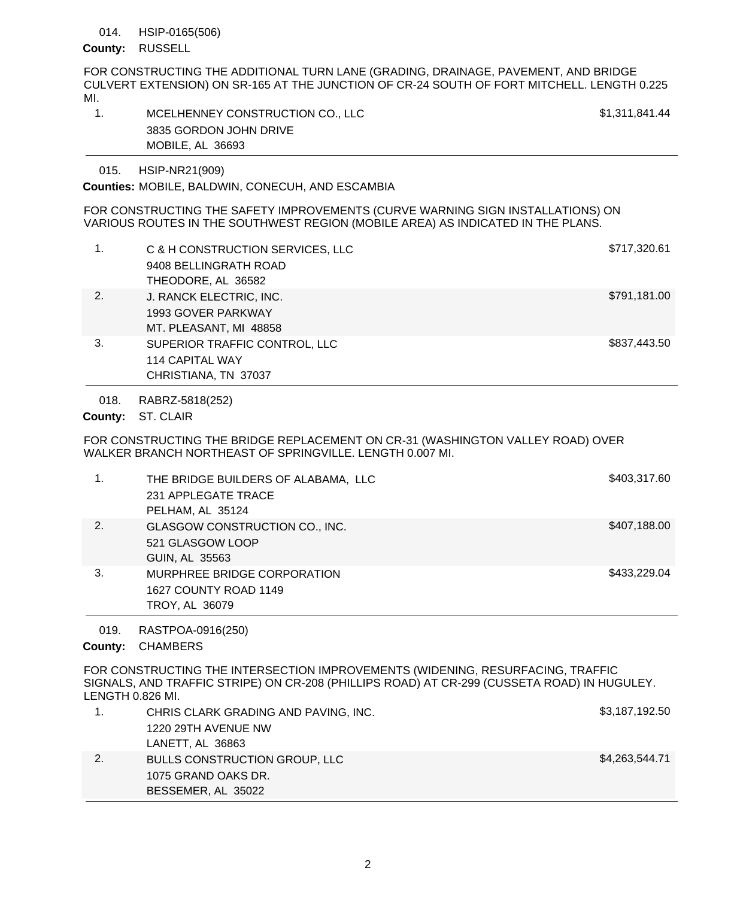014. HSIP-0165(506)

**County:** RUSSELL

FOR CONSTRUCTING THE ADDITIONAL TURN LANE (GRADING, DRAINAGE, PAVEMENT, AND BRIDGE CULVERT EXTENSION) ON SR-165 AT THE JUNCTION OF CR-24 SOUTH OF FORT MITCHELL. LENGTH 0.225 MI.

| | | |
|---|---|---|
| 1. | MCELHENNEY CONSTRUCTION CO., LLC<br>3835 GORDON JOHN DRIVE<br>MOBILE, AL 36693 | $1,311,841.44 |

015. HSIP-NR21(909)

**Counties:** MOBILE, BALDWIN, CONECUH, AND ESCAMBIA

FOR CONSTRUCTING THE SAFETY IMPROVEMENTS (CURVE WARNING SIGN INSTALLATIONS) ON VARIOUS ROUTES IN THE SOUTHWEST REGION (MOBILE AREA) AS INDICATED IN THE PLANS.

| | | |
|---|---|---|
| 1. | C & H CONSTRUCTION SERVICES, LLC<br>9408 BELLINGRATH ROAD<br>THEODORE, AL 36582 | $717,320.61 |
| 2. | J. RANCK ELECTRIC, INC.<br>1993 GOVER PARKWAY<br>MT. PLEASANT, MI 48858 | $791,181.00 |
| 3. | SUPERIOR TRAFFIC CONTROL, LLC<br>114 CAPITAL WAY<br>CHRISTIANA, TN 37037 | $837,443.50 |

018. RABRZ-5818(252)

**County:** ST. CLAIR

FOR CONSTRUCTING THE BRIDGE REPLACEMENT ON CR-31 (WASHINGTON VALLEY ROAD) OVER WALKER BRANCH NORTHEAST OF SPRINGVILLE. LENGTH 0.007 MI.

| | | |
|---|---|---|
| 1. | THE BRIDGE BUILDERS OF ALABAMA, LLC<br>231 APPLEGATE TRACE<br>PELHAM, AL 35124 | $403,317.60 |
| 2. | GLASGOW CONSTRUCTION CO., INC.<br>521 GLASGOW LOOP<br>GUIN, AL 35563 | $407,188.00 |
| 3. | MURPHREE BRIDGE CORPORATION<br>1627 COUNTY ROAD 1149<br>TROY, AL 36079 | $433,229.04 |

019. RASTPOA-0916(250)

**County:** CHAMBERS

FOR CONSTRUCTING THE INTERSECTION IMPROVEMENTS (WIDENING, RESURFACING, TRAFFIC SIGNALS, AND TRAFFIC STRIPE) ON CR-208 (PHILLIPS ROAD) AT CR-299 (CUSSETA ROAD) IN HUGULEY. LENGTH 0.826 MI.

| | | |
|---|---|---|
| 1. | CHRIS CLARK GRADING AND PAVING, INC.<br>1220 29TH AVENUE NW<br>LANETT, AL 36863 | $3,187,192.50 |
| 2. | BULLS CONSTRUCTION GROUP, LLC<br>1075 GRAND OAKS DR.<br>BESSEMER, AL 35022 | $4,263,544.71 |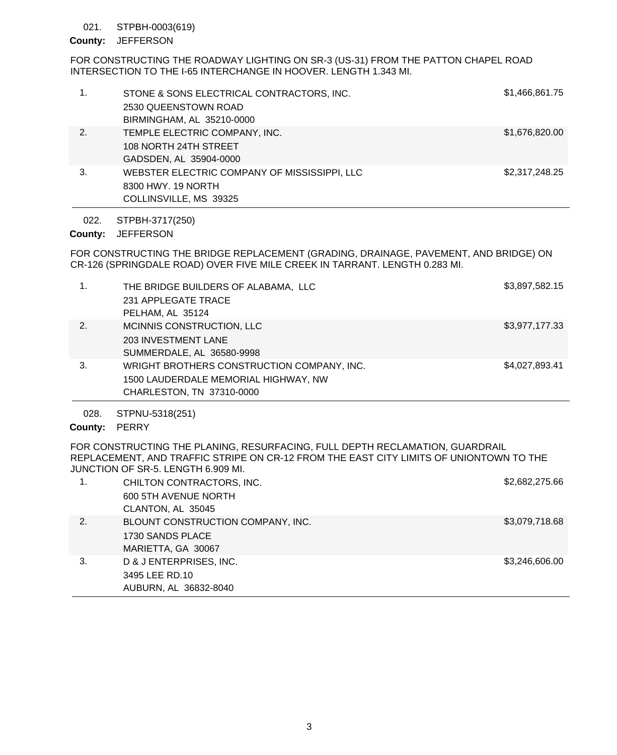021. STPBH-0003(619)

**County:** JEFFERSON

FOR CONSTRUCTING THE ROADWAY LIGHTING ON SR-3 (US-31) FROM THE PATTON CHAPEL ROAD INTERSECTION TO THE I-65 INTERCHANGE IN HOOVER. LENGTH 1.343 MI.

| | Bidder | Amount |
|---|---|---|
| 1. | STONE & SONS ELECTRICAL CONTRACTORS, INC.<br>2530 QUEENSTOWN ROAD<br>BIRMINGHAM, AL 35210-0000 | $1,466,861.75 |
| 2. | TEMPLE ELECTRIC COMPANY, INC.<br>108 NORTH 24TH STREET<br>GADSDEN, AL 35904-0000 | $1,676,820.00 |
| 3. | WEBSTER ELECTRIC COMPANY OF MISSISSIPPI, LLC<br>8300 HWY. 19 NORTH<br>COLLINSVILLE, MS 39325 | $2,317,248.25 |

022. STPBH-3717(250)

**County:** JEFFERSON

FOR CONSTRUCTING THE BRIDGE REPLACEMENT (GRADING, DRAINAGE, PAVEMENT, AND BRIDGE) ON CR-126 (SPRINGDALE ROAD) OVER FIVE MILE CREEK IN TARRANT. LENGTH 0.283 MI.

| | Bidder | Amount |
|---|---|---|
| 1. | THE BRIDGE BUILDERS OF ALABAMA, LLC<br>231 APPLEGATE TRACE<br>PELHAM, AL 35124 | $3,897,582.15 |
| 2. | MCINNIS CONSTRUCTION, LLC<br>203 INVESTMENT LANE<br>SUMMERDALE, AL 36580-9998 | $3,977,177.33 |
| 3. | WRIGHT BROTHERS CONSTRUCTION COMPANY, INC.<br>1500 LAUDERDALE MEMORIAL HIGHWAY, NW<br>CHARLESTON, TN 37310-0000 | $4,027,893.41 |

028. STPNU-5318(251)

**County:** PERRY

FOR CONSTRUCTING THE PLANING, RESURFACING, FULL DEPTH RECLAMATION, GUARDRAIL REPLACEMENT, AND TRAFFIC STRIPE ON CR-12 FROM THE EAST CITY LIMITS OF UNIONTOWN TO THE JUNCTION OF SR-5. LENGTH 6.909 MI.

| | Bidder | Amount |
|---|---|---|
| 1. | CHILTON CONTRACTORS, INC.<br>600 5TH AVENUE NORTH<br>CLANTON, AL 35045 | $2,682,275.66 |
| 2. | BLOUNT CONSTRUCTION COMPANY, INC.<br>1730 SANDS PLACE<br>MARIETTA, GA 30067 | $3,079,718.68 |
| 3. | D & J ENTERPRISES, INC.<br>3495 LEE RD.10<br>AUBURN, AL 36832-8040 | $3,246,606.00 |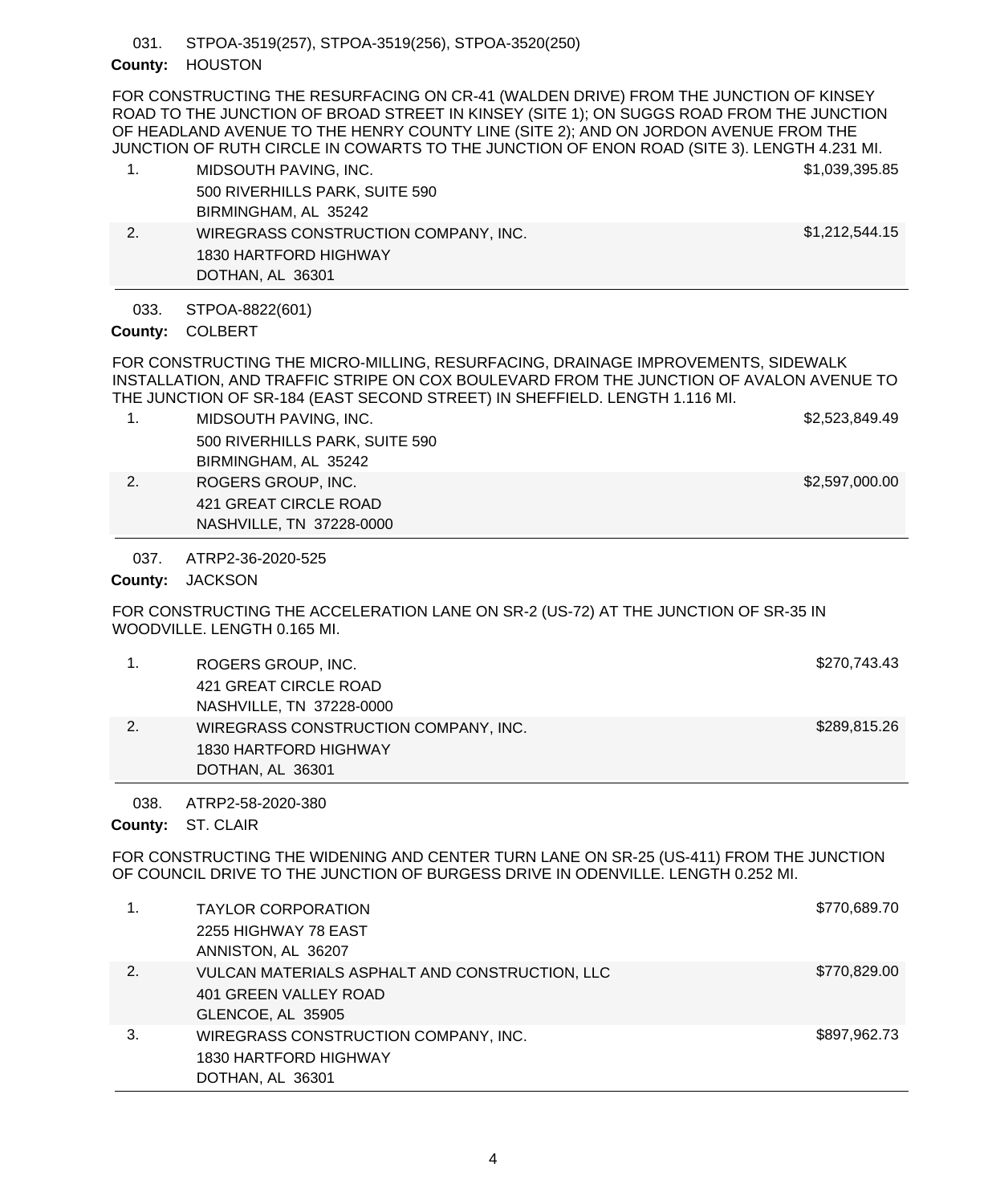031. STPOA-3519(257), STPOA-3519(256), STPOA-3520(250)

**County:** HOUSTON

FOR CONSTRUCTING THE RESURFACING ON CR-41 (WALDEN DRIVE) FROM THE JUNCTION OF KINSEY ROAD TO THE JUNCTION OF BROAD STREET IN KINSEY (SITE 1); ON SUGGS ROAD FROM THE JUNCTION OF HEADLAND AVENUE TO THE HENRY COUNTY LINE (SITE 2); AND ON JORDON AVENUE FROM THE JUNCTION OF RUTH CIRCLE IN COWARTS TO THE JUNCTION OF ENON ROAD (SITE 3). LENGTH 4.231 MI.

| | Bidder | Amount |
|---|---|---|
| 1. | MIDSOUTH PAVING, INC.<br>500 RIVERHILLS PARK, SUITE 590<br>BIRMINGHAM, AL 35242 | $1,039,395.85 |
| 2. | WIREGRASS CONSTRUCTION COMPANY, INC.<br>1830 HARTFORD HIGHWAY<br>DOTHAN, AL 36301 | $1,212,544.15 |

033. STPOA-8822(601)

**County:** COLBERT

FOR CONSTRUCTING THE MICRO-MILLING, RESURFACING, DRAINAGE IMPROVEMENTS, SIDEWALK INSTALLATION, AND TRAFFIC STRIPE ON COX BOULEVARD FROM THE JUNCTION OF AVALON AVENUE TO THE JUNCTION OF SR-184 (EAST SECOND STREET) IN SHEFFIELD. LENGTH 1.116 MI.

| | Bidder | Amount |
|---|---|---|
| 1. | MIDSOUTH PAVING, INC.<br>500 RIVERHILLS PARK, SUITE 590<br>BIRMINGHAM, AL 35242 | $2,523,849.49 |
| 2. | ROGERS GROUP, INC.<br>421 GREAT CIRCLE ROAD<br>NASHVILLE, TN 37228-0000 | $2,597,000.00 |

037. ATRP2-36-2020-525

**County:** JACKSON

FOR CONSTRUCTING THE ACCELERATION LANE ON SR-2 (US-72) AT THE JUNCTION OF SR-35 IN WOODVILLE. LENGTH 0.165 MI.

| | Bidder | Amount |
|---|---|---|
| 1. | ROGERS GROUP, INC.<br>421 GREAT CIRCLE ROAD<br>NASHVILLE, TN 37228-0000 | $270,743.43 |
| 2. | WIREGRASS CONSTRUCTION COMPANY, INC.<br>1830 HARTFORD HIGHWAY<br>DOTHAN, AL 36301 | $289,815.26 |

038. ATRP2-58-2020-380

**County:** ST. CLAIR

FOR CONSTRUCTING THE WIDENING AND CENTER TURN LANE ON SR-25 (US-411) FROM THE JUNCTION OF COUNCIL DRIVE TO THE JUNCTION OF BURGESS DRIVE IN ODENVILLE. LENGTH 0.252 MI.

| | Bidder | Amount |
|---|---|---|
| 1. | TAYLOR CORPORATION<br>2255 HIGHWAY 78 EAST<br>ANNISTON, AL 36207 | $770,689.70 |
| 2. | VULCAN MATERIALS ASPHALT AND CONSTRUCTION, LLC<br>401 GREEN VALLEY ROAD<br>GLENCOE, AL 35905 | $770,829.00 |
| 3. | WIREGRASS CONSTRUCTION COMPANY, INC.<br>1830 HARTFORD HIGHWAY<br>DOTHAN, AL 36301 | $897,962.73 |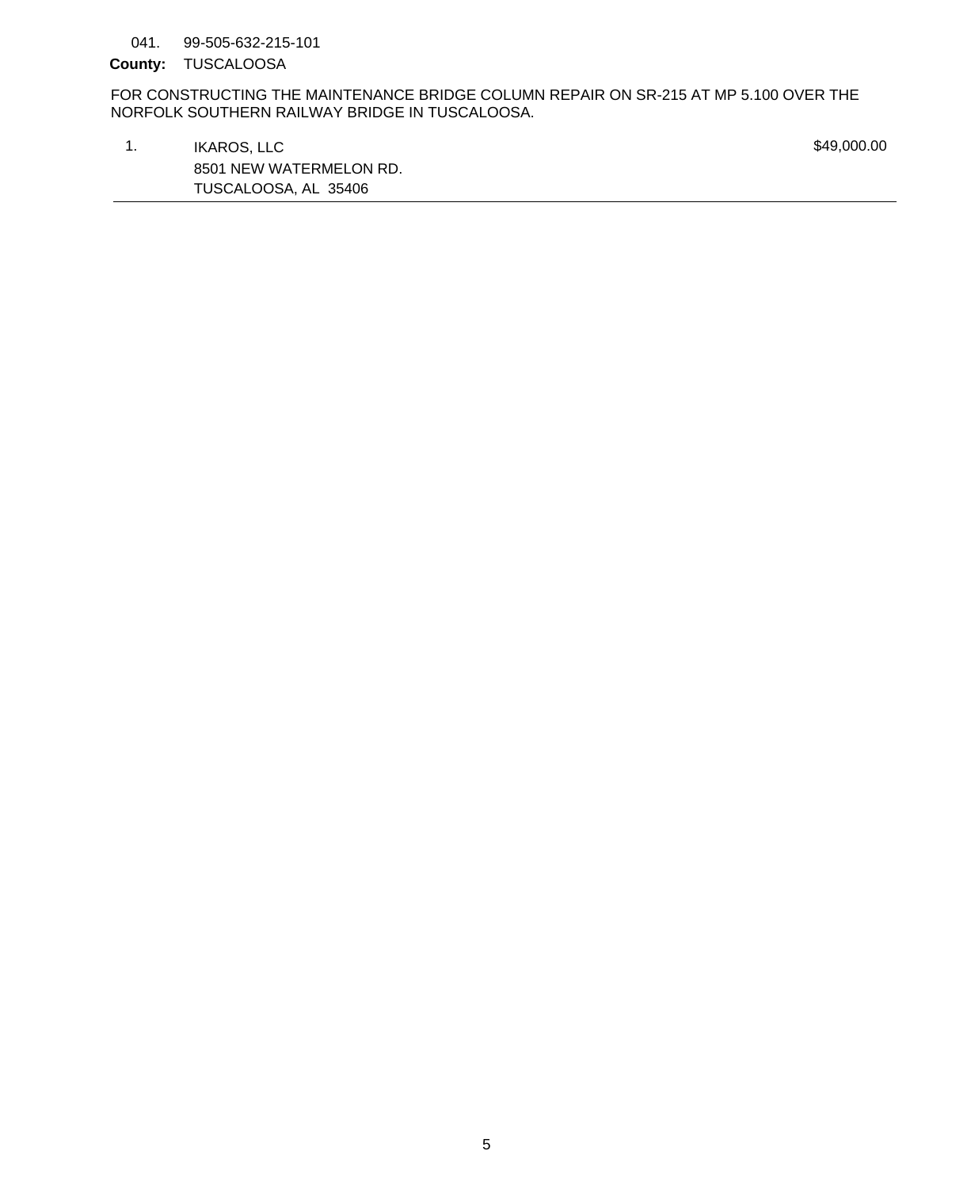041. 99-505-632-215-101

**County:** TUSCALOOSA

FOR CONSTRUCTING THE MAINTENANCE BRIDGE COLUMN REPAIR ON SR-215 AT MP 5.100 OVER THE NORFOLK SOUTHERN RAILWAY BRIDGE IN TUSCALOOSA.

| | | |
|---|---|---|
| 1. | IKAROS, LLC<br>8501 NEW WATERMELON RD.<br>TUSCALOOSA, AL 35406 | $49,000.00 |